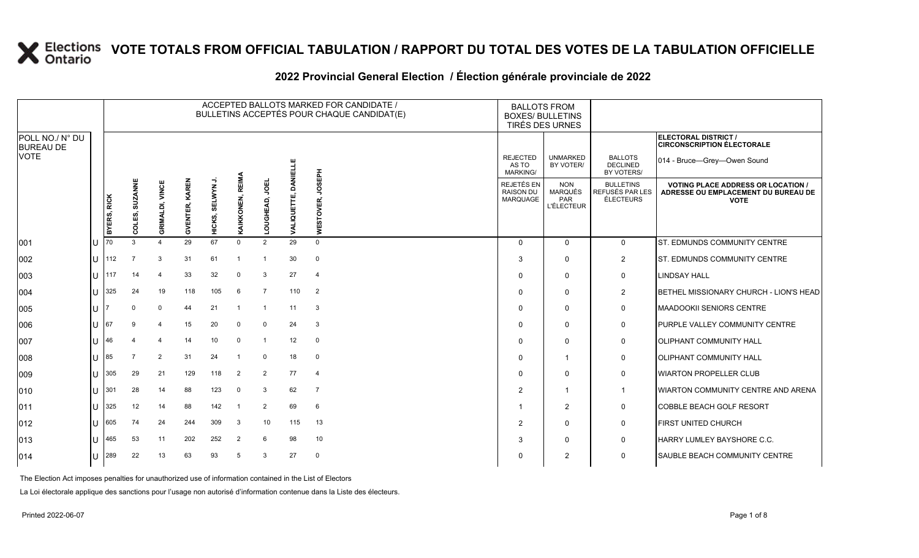# VOTE TOTALS FROM OFFICIAL TABULATION / RAPPORT DU TOTAL DES VOTES DE LA TABULATION OFFICIELLE

## 2022 Provincial General Election / Élection générale provinciale de 2022

ELECTORAL DISTRICT / CIRCONSCRIPTION ÉLECTORALE: 014 - Bruce—Grey—Owen Sound

| POLL NO./ N° DU BUREAU DE VOTE | | ACCEPTED BALLOTS MARKED FOR CANDIDATE / BULLETINS ACCEPTÉS POUR CHAQUE CANDIDAT(E) | | | | | | | | | BALLOTS FROM BOXES/ BULLETINS TIRÉS DES URNES | | | |
|---|---|---|---|---|---|---|---|---|---|---|---|---|---|---|
| | | BYERS, RICK | COLES, SUZANNE | GRIMALDI, VINCE | GVENTER, KAREN | HICKS, SELWYN J. | KAIKKONEN, REIMA | LOUGHEAD, JOEL | VALIQUETTE, DANIELLE | WESTOVER, JOSEPH | REJECTED AS TO MARKING/ REJETÉS EN RAISON DU MARQUAGE | UNMARKED BY VOTER/ NON MARQUÉS PAR L'ÉLECTEUR | BALLOTS DECLINED BY VOTERS/ BULLETINS REFUSÉS PAR LES ÉLECTEURS | VOTING PLACE ADDRESS OR LOCATION / ADRESSE OU EMPLACEMENT DU BUREAU DE VOTE |
| 001 | U | 70 | 3 | 4 | 29 | 67 | 0 | 2 | 29 | 0 | 0 | 0 | 0 | ST. EDMUNDS COMMUNITY CENTRE |
| 002 | U | 112 | 7 | 3 | 31 | 61 | 1 | 1 | 30 | 0 | 3 | 0 | 2 | ST. EDMUNDS COMMUNITY CENTRE |
| 003 | U | 117 | 14 | 4 | 33 | 32 | 0 | 3 | 27 | 4 | 0 | 0 | 0 | LINDSAY HALL |
| 004 | U | 325 | 24 | 19 | 118 | 105 | 6 | 7 | 110 | 2 | 0 | 0 | 2 | BETHEL MISSIONARY CHURCH - LION'S HEAD |
| 005 | U | 7 | 0 | 0 | 44 | 21 | 1 | 1 | 11 | 3 | 0 | 0 | 0 | MAADOOKII SENIORS CENTRE |
| 006 | U | 67 | 9 | 4 | 15 | 20 | 0 | 0 | 24 | 3 | 0 | 0 | 0 | PURPLE VALLEY COMMUNITY CENTRE |
| 007 | U | 46 | 4 | 4 | 14 | 10 | 0 | 1 | 12 | 0 | 0 | 0 | 0 | OLIPHANT COMMUNITY HALL |
| 008 | U | 85 | 7 | 2 | 31 | 24 | 1 | 0 | 18 | 0 | 0 | 1 | 0 | OLIPHANT COMMUNITY HALL |
| 009 | U | 305 | 29 | 21 | 129 | 118 | 2 | 2 | 77 | 4 | 0 | 0 | 0 | WIARTON PROPELLER CLUB |
| 010 | U | 301 | 28 | 14 | 88 | 123 | 0 | 3 | 62 | 7 | 2 | 1 | 1 | WIARTON COMMUNITY CENTRE AND ARENA |
| 011 | U | 325 | 12 | 14 | 88 | 142 | 1 | 2 | 69 | 6 | 1 | 2 | 0 | COBBLE BEACH GOLF RESORT |
| 012 | U | 605 | 74 | 24 | 244 | 309 | 3 | 10 | 115 | 13 | 2 | 0 | 0 | FIRST UNITED CHURCH |
| 013 | U | 465 | 53 | 11 | 202 | 252 | 2 | 6 | 98 | 10 | 3 | 0 | 0 | HARRY LUMLEY BAYSHORE C.C. |
| 014 | U | 289 | 22 | 13 | 63 | 93 | 5 | 3 | 27 | 0 | 0 | 2 | 0 | SAUBLE BEACH COMMUNITY CENTRE |

The Election Act imposes penalties for unauthorized use of information contained in the List of Electors

La Loi électorale applique des sanctions pour l'usage non autorisé d'information contenue dans la Liste des électeurs.

Printed 2022-06-07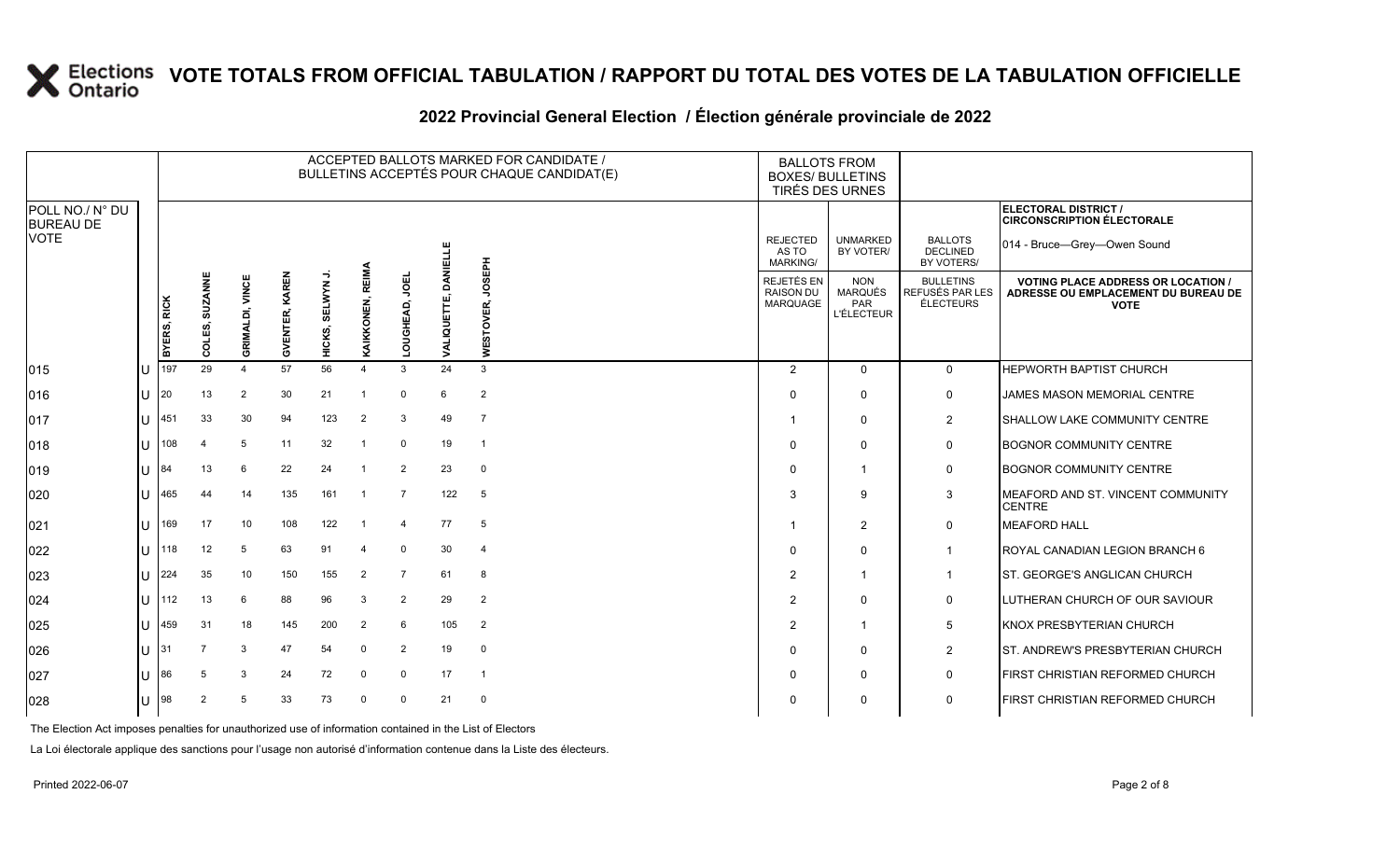# VOTE TOTALS FROM OFFICIAL TABULATION / RAPPORT DU TOTAL DES VOTES DE LA TABULATION OFFICIELLE

## 2022 Provincial General Election / Élection générale provinciale de 2022

| POLL NO./ N° DU BUREAU DE VOTE | | ACCEPTED BALLOTS MARKED FOR CANDIDATE / BULLETINS ACCEPTÉS POUR CHAQUE CANDIDAT(E) | | | | | | | | | BALLOTS FROM BOXES/ BULLETINS TIRÉS DES URNES | | | ELECTORAL DISTRICT / CIRCONSCRIPTION ÉLECTORALE 014 - Bruce—Grey—Owen Sound |
|---|---|---|---|---|---|---|---|---|---|---|---|---|---|---|
| | | BYERS, RICK | COLES, SUZANNE | GRIMALDI, VINCE | GVENTER, KAREN | HICKS, SELWYN J. | KAIKKONEN, REIMA | LOUGHEAD, JOEL | VALIQUETTE, DANIELLE | WESTOVER, JOSEPH | REJECTED AS TO MARKING/ REJETÉS EN RAISON DU MARQUAGE | UNMARKED BY VOTER/ NON MARQUÉS PAR L'ÉLECTEUR | BALLOTS DECLINED BY VOTERS/ BULLETINS REFUSÉS PAR LES ÉLECTEURS | VOTING PLACE ADDRESS OR LOCATION / ADRESSE OU EMPLACEMENT DU BUREAU DE VOTE |
| 015 | U | 197 | 29 | 4 | 57 | 56 | 4 | 3 | 24 | 3 | 2 | 0 | 0 | HEPWORTH BAPTIST CHURCH |
| 016 | U | 20 | 13 | 2 | 30 | 21 | 1 | 0 | 6 | 2 | 0 | 0 | 0 | JAMES MASON MEMORIAL CENTRE |
| 017 | U | 451 | 33 | 30 | 94 | 123 | 2 | 3 | 49 | 7 | 1 | 0 | 2 | SHALLOW LAKE COMMUNITY CENTRE |
| 018 | U | 108 | 4 | 5 | 11 | 32 | 1 | 0 | 19 | 1 | 0 | 0 | 0 | BOGNOR COMMUNITY CENTRE |
| 019 | U | 84 | 13 | 6 | 22 | 24 | 1 | 2 | 23 | 0 | 0 | 1 | 0 | BOGNOR COMMUNITY CENTRE |
| 020 | U | 465 | 44 | 14 | 135 | 161 | 1 | 7 | 122 | 5 | 3 | 9 | 3 | MEAFORD AND ST. VINCENT COMMUNITY CENTRE |
| 021 | U | 169 | 17 | 10 | 108 | 122 | 1 | 4 | 77 | 5 | 1 | 2 | 0 | MEAFORD HALL |
| 022 | U | 118 | 12 | 5 | 63 | 91 | 4 | 0 | 30 | 4 | 0 | 0 | 1 | ROYAL CANADIAN LEGION BRANCH 6 |
| 023 | U | 224 | 35 | 10 | 150 | 155 | 2 | 7 | 61 | 8 | 2 | 1 | 1 | ST. GEORGE'S ANGLICAN CHURCH |
| 024 | U | 112 | 13 | 6 | 88 | 96 | 3 | 2 | 29 | 2 | 2 | 0 | 0 | LUTHERAN CHURCH OF OUR SAVIOUR |
| 025 | U | 459 | 31 | 18 | 145 | 200 | 2 | 6 | 105 | 2 | 2 | 1 | 5 | KNOX PRESBYTERIAN CHURCH |
| 026 | U | 31 | 7 | 3 | 47 | 54 | 0 | 2 | 19 | 0 | 0 | 0 | 2 | ST. ANDREW'S PRESBYTERIAN CHURCH |
| 027 | U | 86 | 5 | 3 | 24 | 72 | 0 | 0 | 17 | 1 | 0 | 0 | 0 | FIRST CHRISTIAN REFORMED CHURCH |
| 028 | U | 98 | 2 | 5 | 33 | 73 | 0 | 0 | 21 | 0 | 0 | 0 | 0 | FIRST CHRISTIAN REFORMED CHURCH |

The Election Act imposes penalties for unauthorized use of information contained in the List of Electors

La Loi électorale applique des sanctions pour l'usage non autorisé d'information contenue dans la Liste des électeurs.

Printed 2022-06-07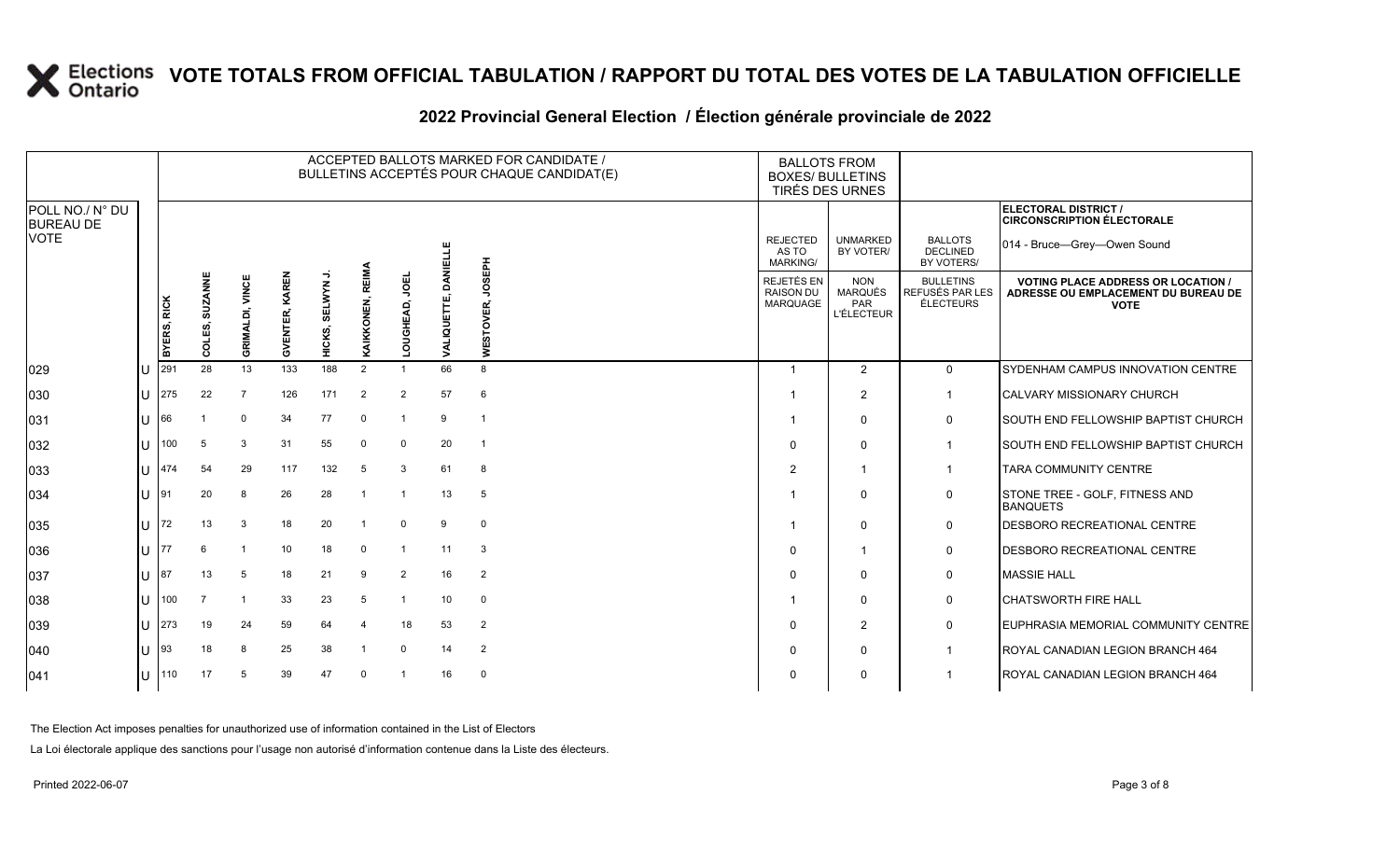# VOTE TOTALS FROM OFFICIAL TABULATION / RAPPORT DU TOTAL DES VOTES DE LA TABULATION OFFICIELLE

## 2022 Provincial General Election / Élection générale provinciale de 2022

ELECTORAL DISTRICT / CIRCONSCRIPTION ÉLECTORALE: 014 - Bruce—Grey—Owen Sound

| POLL NO./ N° DU BUREAU DE VOTE | | ACCEPTED BALLOTS MARKED FOR CANDIDATE / BULLETINS ACCEPTÉS POUR CHAQUE CANDIDAT(E) | | | | | | | | | BALLOTS FROM BOXES/ BULLETINS TIRÉS DES URNES | | | |
|---|---|---|---|---|---|---|---|---|---|---|---|---|---|---|
| | | BYERS, RICK | COLES, SUZANNE | GRIMALDI, VINCE | GVENTER, KAREN | HICKS, SELWYN J. | KAIKKONEN, REIMA | LOUGHEAD, JOEL | VALIQUETTE, DANIELLE | WESTOVER, JOSEPH | REJECTED AS TO MARKING/ REJETÉS EN RAISON DU MARQUAGE | UNMARKED BY VOTER/ NON MARQUÉS PAR L'ÉLECTEUR | BALLOTS DECLINED BY VOTERS/ BULLETINS REFUSÉS PAR LES ÉLECTEURS | VOTING PLACE ADDRESS OR LOCATION / ADRESSE OU EMPLACEMENT DU BUREAU DE VOTE |
| 029 | U | 291 | 28 | 13 | 133 | 188 | 2 | 1 | 66 | 8 | 1 | 2 | 0 | SYDENHAM CAMPUS INNOVATION CENTRE |
| 030 | U | 275 | 22 | 7 | 126 | 171 | 2 | 2 | 57 | 6 | 1 | 2 | 1 | CALVARY MISSIONARY CHURCH |
| 031 | U | 66 | 1 | 0 | 34 | 77 | 0 | 1 | 9 | 1 | 1 | 0 | 0 | SOUTH END FELLOWSHIP BAPTIST CHURCH |
| 032 | U | 100 | 5 | 3 | 31 | 55 | 0 | 0 | 20 | 1 | 0 | 0 | 1 | SOUTH END FELLOWSHIP BAPTIST CHURCH |
| 033 | U | 474 | 54 | 29 | 117 | 132 | 5 | 3 | 61 | 8 | 2 | 1 | 1 | TARA COMMUNITY CENTRE |
| 034 | U | 91 | 20 | 8 | 26 | 28 | 1 | 1 | 13 | 5 | 1 | 0 | 0 | STONE TREE - GOLF, FITNESS AND BANQUETS |
| 035 | U | 72 | 13 | 3 | 18 | 20 | 1 | 0 | 9 | 0 | 1 | 0 | 0 | DESBORO RECREATIONAL CENTRE |
| 036 | U | 77 | 6 | 1 | 10 | 18 | 0 | 1 | 11 | 3 | 0 | 1 | 0 | DESBORO RECREATIONAL CENTRE |
| 037 | U | 87 | 13 | 5 | 18 | 21 | 9 | 2 | 16 | 2 | 0 | 0 | 0 | MASSIE HALL |
| 038 | U | 100 | 7 | 1 | 33 | 23 | 5 | 1 | 10 | 0 | 1 | 0 | 0 | CHATSWORTH FIRE HALL |
| 039 | U | 273 | 19 | 24 | 59 | 64 | 4 | 18 | 53 | 2 | 0 | 2 | 0 | EUPHRASIA MEMORIAL COMMUNITY CENTRE |
| 040 | U | 93 | 18 | 8 | 25 | 38 | 1 | 0 | 14 | 2 | 0 | 0 | 1 | ROYAL CANADIAN LEGION BRANCH 464 |
| 041 | U | 110 | 17 | 5 | 39 | 47 | 0 | 1 | 16 | 0 | 0 | 0 | 1 | ROYAL CANADIAN LEGION BRANCH 464 |

The Election Act imposes penalties for unauthorized use of information contained in the List of Electors

La Loi électorale applique des sanctions pour l'usage non autorisé d'information contenue dans la Liste des électeurs.

Printed 2022-06-07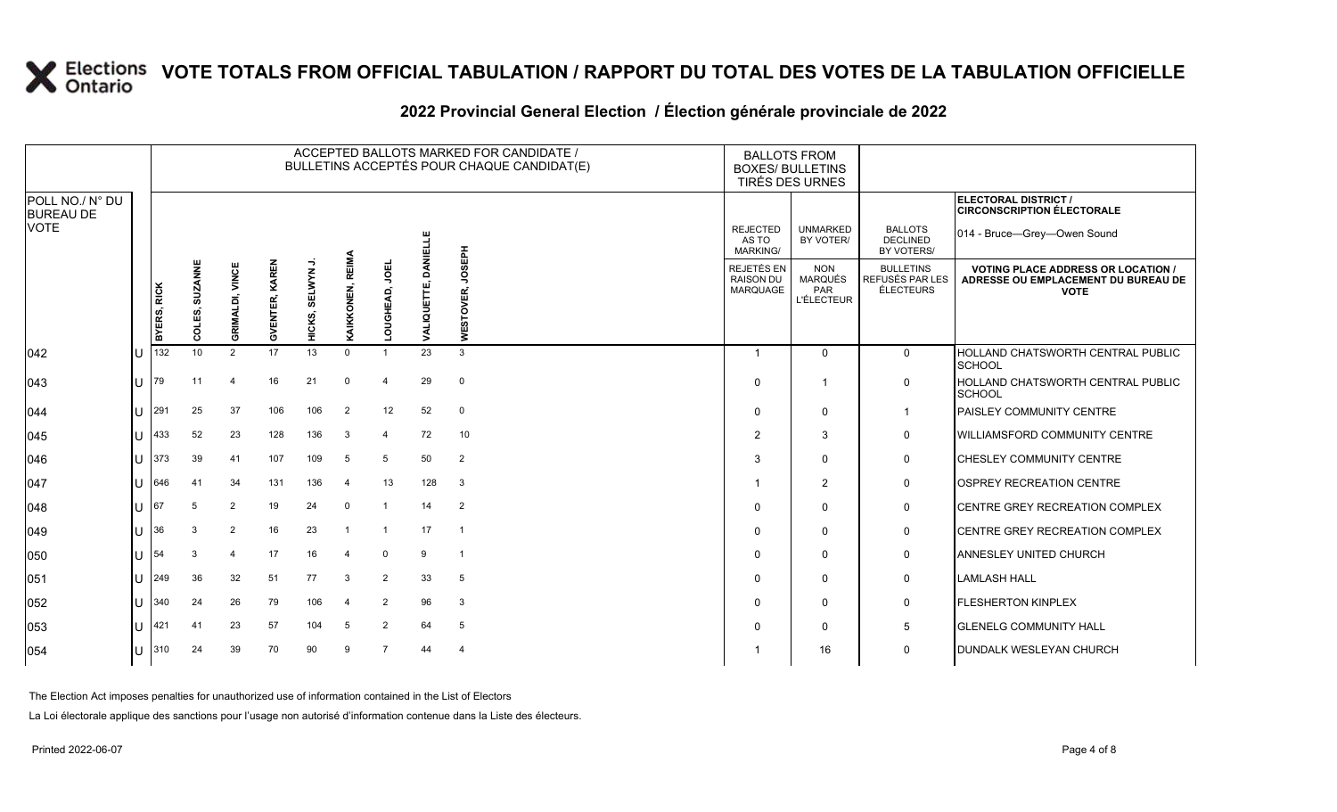# VOTE TOTALS FROM OFFICIAL TABULATION / RAPPORT DU TOTAL DES VOTES DE LA TABULATION OFFICIELLE

## 2022 Provincial General Election / Élection générale provinciale de 2022

ELECTORAL DISTRICT / CIRCONSCRIPTION ÉLECTORALE: 014 - Bruce—Grey—Owen Sound

| POLL NO./ N° DU BUREAU DE VOTE | | ACCEPTED BALLOTS MARKED FOR CANDIDATE / BULLETINS ACCEPTÉS POUR CHAQUE CANDIDAT(E) | | | | | | | | | BALLOTS FROM BOXES/ BULLETINS TIRÉS DES URNES | | | |
|---|---|---|---|---|---|---|---|---|---|---|---|---|---|---|
| | | BYERS, RICK | COLES, SUZANNE | GRIMALDI, VINCE | GVENTER, KAREN | HICKS, SELWYN J. | KAIKKONEN, REIMA | LOUGHEAD, JOEL | VALIQUETTE, DANIELLE | WESTOVER, JOSEPH | REJECTED AS TO MARKING/ REJETÉS EN RAISON DU MARQUAGE | UNMARKED BY VOTER/ NON MARQUÉS PAR L'ÉLECTEUR | BALLOTS DECLINED BY VOTERS/ BULLETINS REFUSÉS PAR LES ÉLECTEURS | VOTING PLACE ADDRESS OR LOCATION / ADRESSE OU EMPLACEMENT DU BUREAU DE VOTE |
| 042 | U | 132 | 10 | 2 | 17 | 13 | 0 | 1 | 23 | 3 | 1 | 0 | 0 | HOLLAND CHATSWORTH CENTRAL PUBLIC SCHOOL |
| 043 | U | 79 | 11 | 4 | 16 | 21 | 0 | 4 | 29 | 0 | 0 | 1 | 0 | HOLLAND CHATSWORTH CENTRAL PUBLIC SCHOOL |
| 044 | U | 291 | 25 | 37 | 106 | 106 | 2 | 12 | 52 | 0 | 0 | 0 | 1 | PAISLEY COMMUNITY CENTRE |
| 045 | U | 433 | 52 | 23 | 128 | 136 | 3 | 4 | 72 | 10 | 2 | 3 | 0 | WILLIAMSFORD COMMUNITY CENTRE |
| 046 | U | 373 | 39 | 41 | 107 | 109 | 5 | 5 | 50 | 2 | 3 | 0 | 0 | CHESLEY COMMUNITY CENTRE |
| 047 | U | 646 | 41 | 34 | 131 | 136 | 4 | 13 | 128 | 3 | 1 | 2 | 0 | OSPREY RECREATION CENTRE |
| 048 | U | 67 | 5 | 2 | 19 | 24 | 0 | 1 | 14 | 2 | 0 | 0 | 0 | CENTRE GREY RECREATION COMPLEX |
| 049 | U | 36 | 3 | 2 | 16 | 23 | 1 | 1 | 17 | 1 | 0 | 0 | 0 | CENTRE GREY RECREATION COMPLEX |
| 050 | U | 54 | 3 | 4 | 17 | 16 | 4 | 0 | 9 | 1 | 0 | 0 | 0 | ANNESLEY UNITED CHURCH |
| 051 | U | 249 | 36 | 32 | 51 | 77 | 3 | 2 | 33 | 5 | 0 | 0 | 0 | LAMLASH HALL |
| 052 | U | 340 | 24 | 26 | 79 | 106 | 4 | 2 | 96 | 3 | 0 | 0 | 0 | FLESHERTON KINPLEX |
| 053 | U | 421 | 41 | 23 | 57 | 104 | 5 | 2 | 64 | 5 | 0 | 0 | 5 | GLENELG COMMUNITY HALL |
| 054 | U | 310 | 24 | 39 | 70 | 90 | 9 | 7 | 44 | 4 | 1 | 16 | 0 | DUNDALK WESLEYAN CHURCH |

The Election Act imposes penalties for unauthorized use of information contained in the List of Electors

La Loi électorale applique des sanctions pour l'usage non autorisé d'information contenue dans la Liste des électeurs.

Printed 2022-06-07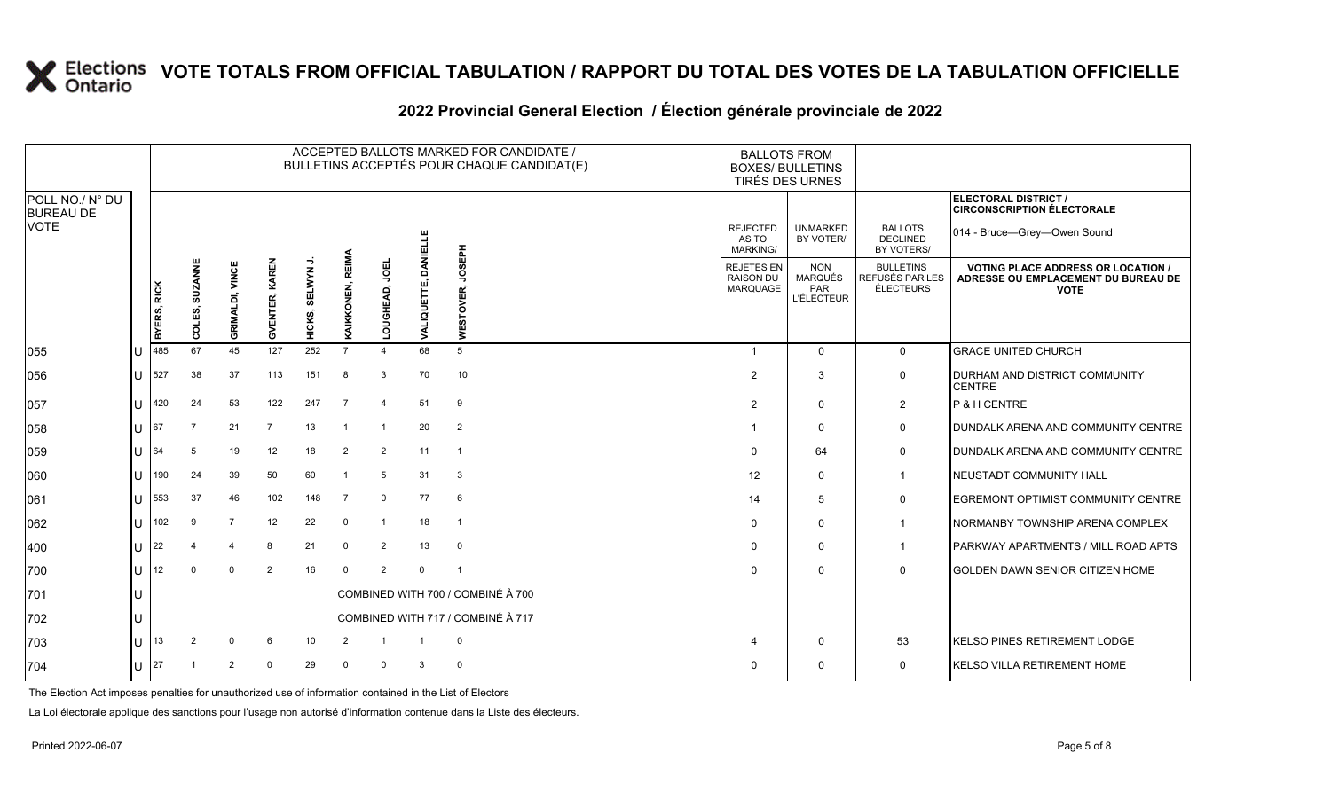# VOTE TOTALS FROM OFFICIAL TABULATION / RAPPORT DU TOTAL DES VOTES DE LA TABULATION OFFICIELLE

## 2022 Provincial General Election / Élection générale provinciale de 2022

**ELECTORAL DISTRICT / CIRCONSCRIPTION ÉLECTORALE:** 014 - Bruce—Grey—Owen Sound

| POLL NO./ N° DU BUREAU DE VOTE | | BYERS, RICK | COLES, SUZANNE | GRIMALDI, VINCE | GVENTER, KAREN | HICKS, SELWYN J. | KAIKKONEN, REIMA | LOUGHEAD, JOEL | VALIQUETTE, DANIELLE | WESTOVER, JOSEPH | REJECTED AS TO MARKING/ REJETÉS EN RAISON DU MARQUAGE | UNMARKED BY VOTER/ NON MARQUÉS PAR L'ÉLECTEUR | BALLOTS DECLINED BY VOTERS/ BULLETINS REFUSÉS PAR LES ÉLECTEURS | VOTING PLACE ADDRESS OR LOCATION / ADRESSE OU EMPLACEMENT DU BUREAU DE VOTE |
|---|---|---|---|---|---|---|---|---|---|---|---|---|---|---|
| 055 | U | 485 | 67 | 45 | 127 | 252 | 7 | 4 | 68 | 5 | 1 | 0 | 0 | GRACE UNITED CHURCH |
| 056 | U | 527 | 38 | 37 | 113 | 151 | 8 | 3 | 70 | 10 | 2 | 3 | 0 | DURHAM AND DISTRICT COMMUNITY CENTRE |
| 057 | U | 420 | 24 | 53 | 122 | 247 | 7 | 4 | 51 | 9 | 2 | 0 | 2 | P & H CENTRE |
| 058 | U | 67 | 7 | 21 | 7 | 13 | 1 | 1 | 20 | 2 | 1 | 0 | 0 | DUNDALK ARENA AND COMMUNITY CENTRE |
| 059 | U | 64 | 5 | 19 | 12 | 18 | 2 | 2 | 11 | 1 | 0 | 64 | 0 | DUNDALK ARENA AND COMMUNITY CENTRE |
| 060 | U | 190 | 24 | 39 | 50 | 60 | 1 | 5 | 31 | 3 | 12 | 0 | 1 | NEUSTADT COMMUNITY HALL |
| 061 | U | 553 | 37 | 46 | 102 | 148 | 7 | 0 | 77 | 6 | 14 | 5 | 0 | EGREMONT OPTIMIST COMMUNITY CENTRE |
| 062 | U | 102 | 9 | 7 | 12 | 22 | 0 | 1 | 18 | 1 | 0 | 0 | 1 | NORMANBY TOWNSHIP ARENA COMPLEX |
| 400 | U | 22 | 4 | 4 | 8 | 21 | 0 | 2 | 13 | 0 | 0 | 0 | 1 | PARKWAY APARTMENTS / MILL ROAD APTS |
| 700 | U | 12 | 0 | 0 | 2 | 16 | 0 | 2 | 0 | 1 | 0 | 0 | 0 | GOLDEN DAWN SENIOR CITIZEN HOME |
| 701 | U | COMBINED WITH 700 / COMBINÉ À 700 | | | | | | | | | | | | |
| 702 | U | COMBINED WITH 717 / COMBINÉ À 717 | | | | | | | | | | | | |
| 703 | U | 13 | 2 | 0 | 6 | 10 | 2 | 1 | 1 | 0 | 4 | 0 | 53 | KELSO PINES RETIREMENT LODGE |
| 704 | U | 27 | 1 | 2 | 0 | 29 | 0 | 0 | 3 | 0 | 0 | 0 | 0 | KELSO VILLA RETIREMENT HOME |

The Election Act imposes penalties for unauthorized use of information contained in the List of Electors

La Loi électorale applique des sanctions pour l'usage non autorisé d'information contenue dans la Liste des électeurs.

Printed 2022-06-07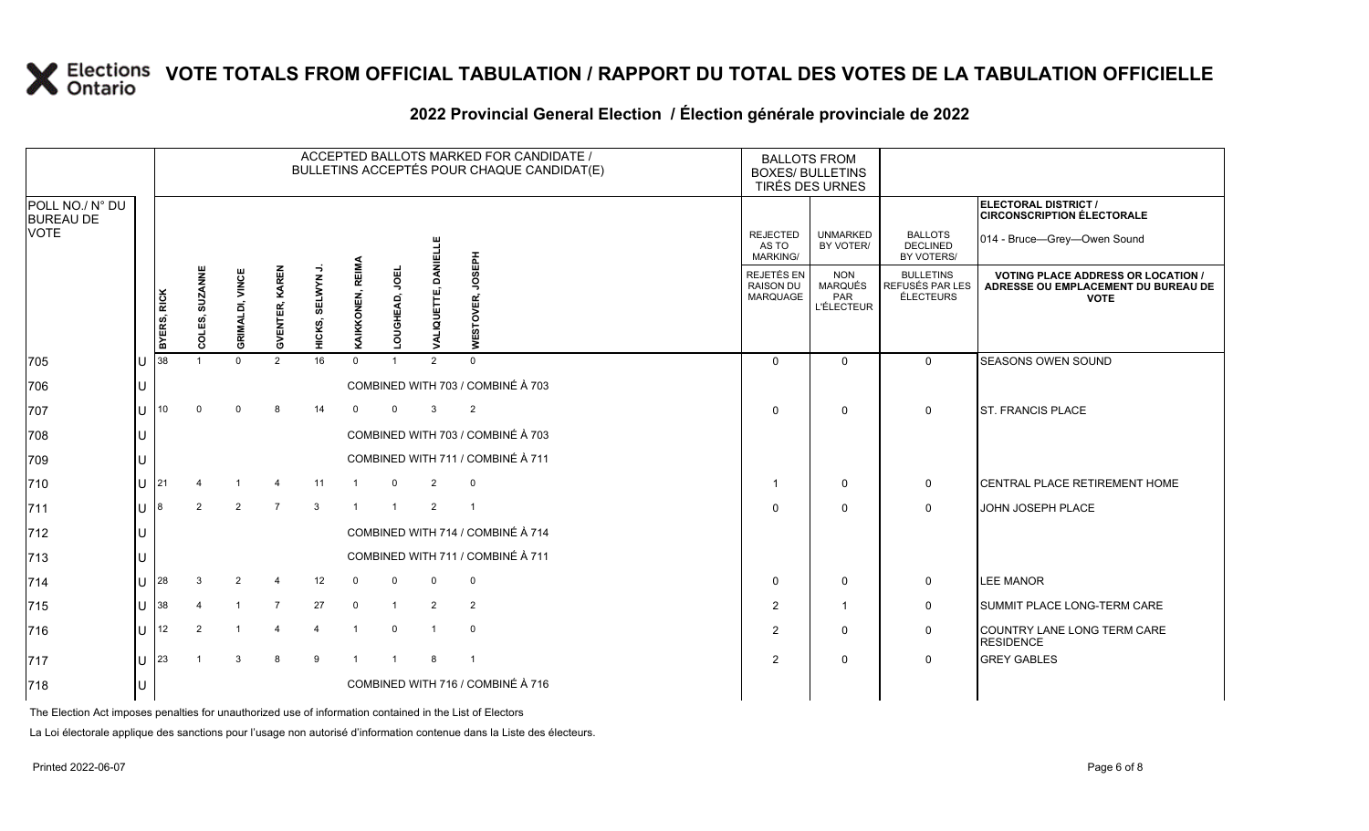# VOTE TOTALS FROM OFFICIAL TABULATION / RAPPORT DU TOTAL DES VOTES DE LA TABULATION OFFICIELLE

## 2022 Provincial General Election / Élection générale provinciale de 2022

ELECTORAL DISTRICT / CIRCONSCRIPTION ÉLECTORALE: 014 - Bruce—Grey—Owen Sound

| POLL NO./ N° DU BUREAU DE VOTE | | BYERS, RICK | COLES, SUZANNE | GRIMALDI, VINCE | GVENTER, KAREN | HICKS, SELWYN J. | KAIKKONEN, REIMA | LOUGHEAD, JOEL | VALIQUETTE, DANIELLE | WESTOVER, JOSEPH | REJECTED AS TO MARKING/ REJETÉS EN RAISON DU MARQUAGE | UNMARKED BY VOTER/ NON MARQUÉS PAR L'ÉLECTEUR | BALLOTS DECLINED BY VOTERS/ BULLETINS REFUSÉS PAR LES ÉLECTEURS | VOTING PLACE ADDRESS OR LOCATION / ADRESSE OU EMPLACEMENT DU BUREAU DE VOTE |
|---|---|---|---|---|---|---|---|---|---|---|---|---|---|---|
| 705 | U | 38 | 1 | 0 | 2 | 16 | 0 | 1 | 2 | 0 | 0 | 0 | 0 | SEASONS OWEN SOUND |
| 706 | U | COMBINED WITH 703 / COMBINÉ À 703 | | | | | | | | | | | | |
| 707 | U | 10 | 0 | 0 | 8 | 14 | 0 | 0 | 3 | 2 | 0 | 0 | 0 | ST. FRANCIS PLACE |
| 708 | U | COMBINED WITH 703 / COMBINÉ À 703 | | | | | | | | | | | | |
| 709 | U | COMBINED WITH 711 / COMBINÉ À 711 | | | | | | | | | | | | |
| 710 | U | 21 | 4 | 1 | 4 | 11 | 1 | 0 | 2 | 0 | 1 | 0 | 0 | CENTRAL PLACE RETIREMENT HOME |
| 711 | U | 8 | 2 | 2 | 7 | 3 | 1 | 1 | 2 | 1 | 0 | 0 | 0 | JOHN JOSEPH PLACE |
| 712 | U | COMBINED WITH 714 / COMBINÉ À 714 | | | | | | | | | | | | |
| 713 | U | COMBINED WITH 711 / COMBINÉ À 711 | | | | | | | | | | | | |
| 714 | U | 28 | 3 | 2 | 4 | 12 | 0 | 0 | 0 | 0 | 0 | 0 | 0 | LEE MANOR |
| 715 | U | 38 | 4 | 1 | 7 | 27 | 0 | 1 | 2 | 2 | 2 | 1 | 0 | SUMMIT PLACE LONG-TERM CARE |
| 716 | U | 12 | 2 | 1 | 4 | 4 | 1 | 0 | 1 | 0 | 2 | 0 | 0 | COUNTRY LANE LONG TERM CARE RESIDENCE |
| 717 | U | 23 | 1 | 3 | 8 | 9 | 1 | 1 | 8 | 1 | 2 | 0 | 0 | GREY GABLES |
| 718 | U | COMBINED WITH 716 / COMBINÉ À 716 | | | | | | | | | | | | |

The Election Act imposes penalties for unauthorized use of information contained in the List of Electors

La Loi électorale applique des sanctions pour l'usage non autorisé d'information contenue dans la Liste des électeurs.

Printed 2022-06-07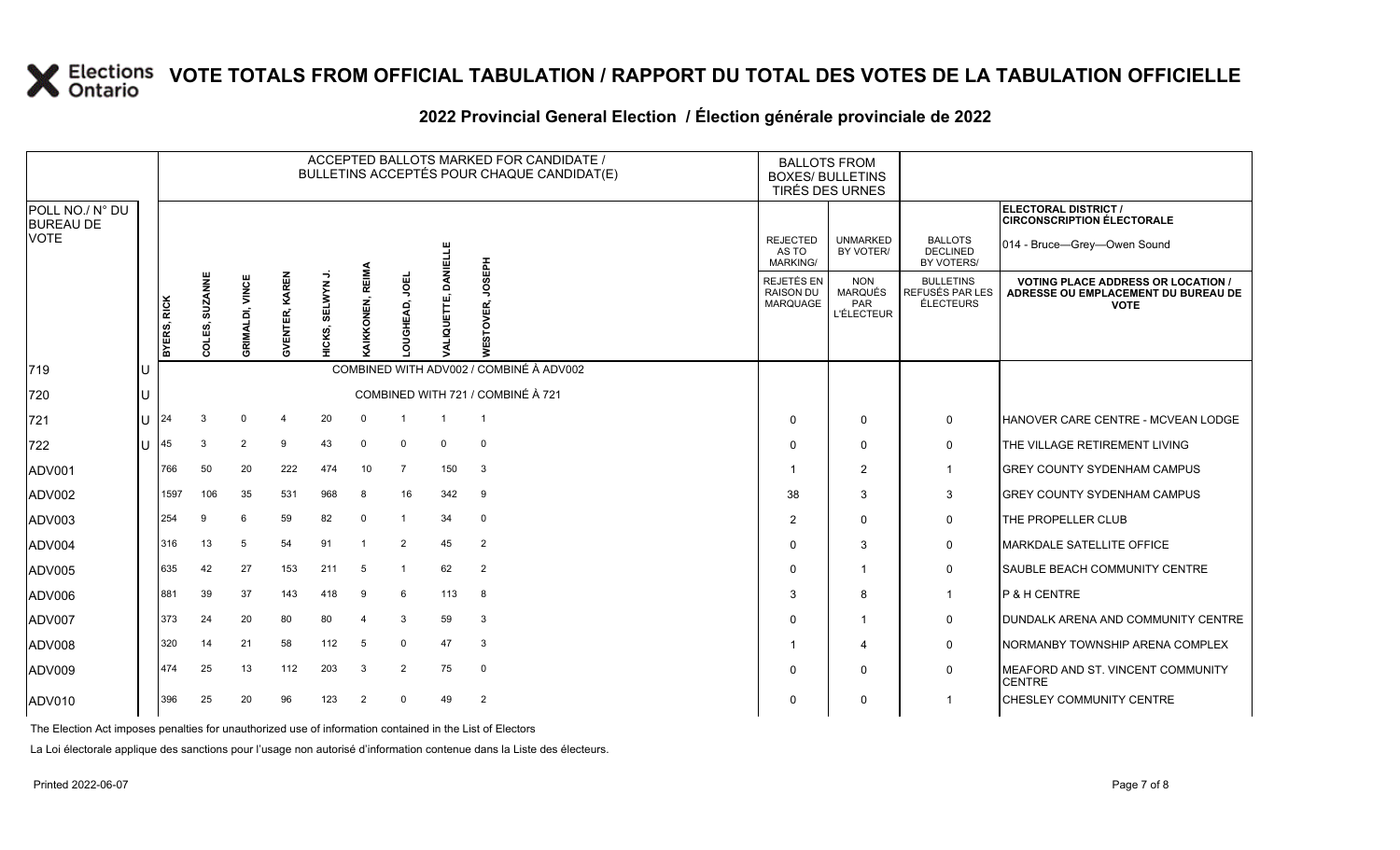# VOTE TOTALS FROM OFFICIAL TABULATION / RAPPORT DU TOTAL DES VOTES DE LA TABULATION OFFICIELLE

## 2022 Provincial General Election / Élection générale provinciale de 2022

ELECTORAL DISTRICT / CIRCONSCRIPTION ÉLECTORALE: 014 - Bruce—Grey—Owen Sound

| POLL NO./ N° DU BUREAU DE VOTE | | ACCEPTED BALLOTS MARKED FOR CANDIDATE / BULLETINS ACCEPTÉS POUR CHAQUE CANDIDAT(E) | | | | | | | | | BALLOTS FROM BOXES/ BULLETINS TIRÉS DES URNES | | | |
|---|---|---|---|---|---|---|---|---|---|---|---|---|---|---|
| | | BYERS, RICK | COLES, SUZANNE | GRIMALDI, VINCE | GVENTER, KAREN | HICKS, SELWYN J. | KAIKKONEN, REIMA | LOUGHEAD, JOEL | VALIQUETTE, DANIELLE | WESTOVER, JOSEPH | REJECTED AS TO MARKING/ REJETÉS EN RAISON DU MARQUAGE | UNMARKED BY VOTER/ NON MARQUÉS PAR L'ÉLECTEUR | BALLOTS DECLINED BY VOTERS/ BULLETINS REFUSÉS PAR LES ÉLECTEURS | VOTING PLACE ADDRESS OR LOCATION / ADRESSE OU EMPLACEMENT DU BUREAU DE VOTE |
| 719 | U | COMBINED WITH ADV002 / COMBINÉ À ADV002 | | | | | | | | | | | | |
| 720 | U | COMBINED WITH 721 / COMBINÉ À 721 | | | | | | | | | | | | |
| 721 | U | 24 | 3 | 0 | 4 | 20 | 0 | 1 | 1 | 1 | 0 | 0 | 0 | HANOVER CARE CENTRE - MCVEAN LODGE |
| 722 | U | 45 | 3 | 2 | 9 | 43 | 0 | 0 | 0 | 0 | 0 | 0 | 0 | THE VILLAGE RETIREMENT LIVING |
| ADV001 | | 766 | 50 | 20 | 222 | 474 | 10 | 7 | 150 | 3 | 1 | 2 | 1 | GREY COUNTY SYDENHAM CAMPUS |
| ADV002 | | 1597 | 106 | 35 | 531 | 968 | 8 | 16 | 342 | 9 | 38 | 3 | 3 | GREY COUNTY SYDENHAM CAMPUS |
| ADV003 | | 254 | 9 | 6 | 59 | 82 | 0 | 1 | 34 | 0 | 2 | 0 | 0 | THE PROPELLER CLUB |
| ADV004 | | 316 | 13 | 5 | 54 | 91 | 1 | 2 | 45 | 2 | 0 | 3 | 0 | MARKDALE SATELLITE OFFICE |
| ADV005 | | 635 | 42 | 27 | 153 | 211 | 5 | 1 | 62 | 2 | 0 | 1 | 0 | SAUBLE BEACH COMMUNITY CENTRE |
| ADV006 | | 881 | 39 | 37 | 143 | 418 | 9 | 6 | 113 | 8 | 3 | 8 | 1 | P & H CENTRE |
| ADV007 | | 373 | 24 | 20 | 80 | 80 | 4 | 3 | 59 | 3 | 0 | 1 | 0 | DUNDALK ARENA AND COMMUNITY CENTRE |
| ADV008 | | 320 | 14 | 21 | 58 | 112 | 5 | 0 | 47 | 3 | 1 | 4 | 0 | NORMANBY TOWNSHIP ARENA COMPLEX |
| ADV009 | | 474 | 25 | 13 | 112 | 203 | 3 | 2 | 75 | 0 | 0 | 0 | 0 | MEAFORD AND ST. VINCENT COMMUNITY CENTRE |
| ADV010 | | 396 | 25 | 20 | 96 | 123 | 2 | 0 | 49 | 2 | 0 | 0 | 1 | CHESLEY COMMUNITY CENTRE |

The Election Act imposes penalties for unauthorized use of information contained in the List of Electors

La Loi électorale applique des sanctions pour l'usage non autorisé d'information contenue dans la Liste des électeurs.

Printed 2022-06-07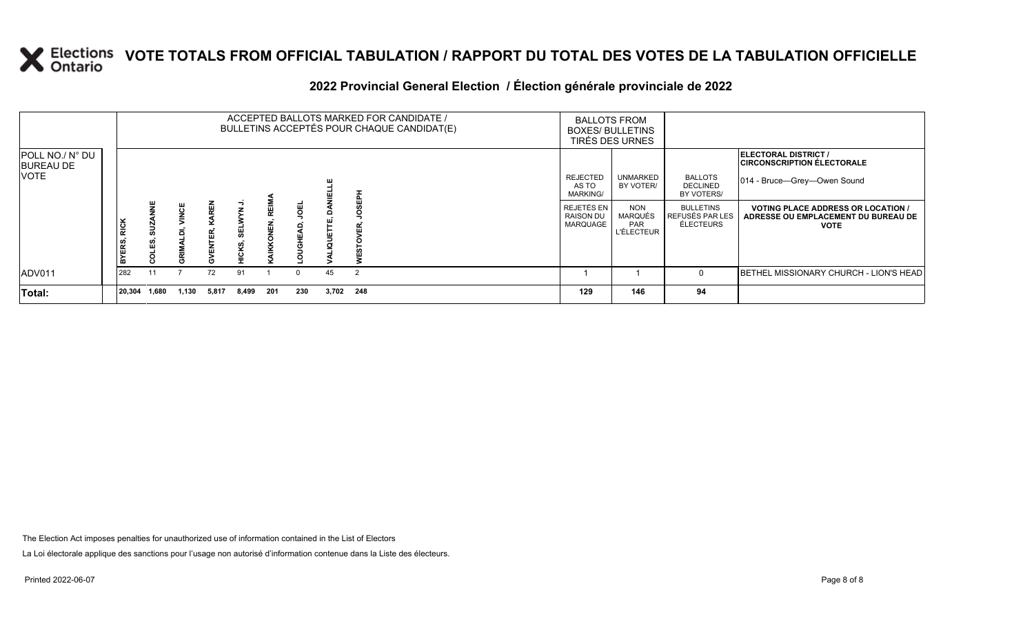# VOTE TOTALS FROM OFFICIAL TABULATION / RAPPORT DU TOTAL DES VOTES DE LA TABULATION OFFICIELLE

## 2022 Provincial General Election / Élection générale provinciale de 2022

| POLL NO./ N° DU BUREAU DE VOTE | ACCEPTED BALLOTS MARKED FOR CANDIDATE / BULLETINS ACCEPTÉS POUR CHAQUE CANDIDAT(E) | | | | | | | | | BALLOTS FROM BOXES/ BULLETINS TIRÉS DES URNES | | | ELECTORAL DISTRICT / CIRCONSCRIPTION ÉLECTORALE 014 - Bruce—Grey—Owen Sound |
|---|---|---|---|---|---|---|---|---|---|---|---|---|---|
| | BYERS, RICK | COLES, SUZANNE | GRIMALDI, VINCE | GVENTER, KAREN | HICKS, SELWYN J. | KAIKKONEN, REIMA | LOUGHEAD, JOEL | VALIQUETTE, DANIELLE | WESTOVER, JOSEPH | REJECTED AS TO MARKING/ REJETÉS EN RAISON DU MARQUAGE | UNMARKED BY VOTER/ NON MARQUÉS PAR L'ÉLECTEUR | BALLOTS DECLINED BY VOTERS/ BULLETINS REFUSÉS PAR LES ÉLECTEURS | VOTING PLACE ADDRESS OR LOCATION / ADRESSE OU EMPLACEMENT DU BUREAU DE VOTE |
| ADV011 | 282 | 11 | 7 | 72 | 91 | 1 | 0 | 45 | 2 | 1 | 1 | 0 | BETHEL MISSIONARY CHURCH - LION'S HEAD |
| **Total:** | **20,304** | **1,680** | **1,130** | **5,817** | **8,499** | **201** | **230** | **3,702** | **248** | **129** | **146** | **94** | |

The Election Act imposes penalties for unauthorized use of information contained in the List of Electors

La Loi électorale applique des sanctions pour l'usage non autorisé d'information contenue dans la Liste des électeurs.

Printed 2022-06-07